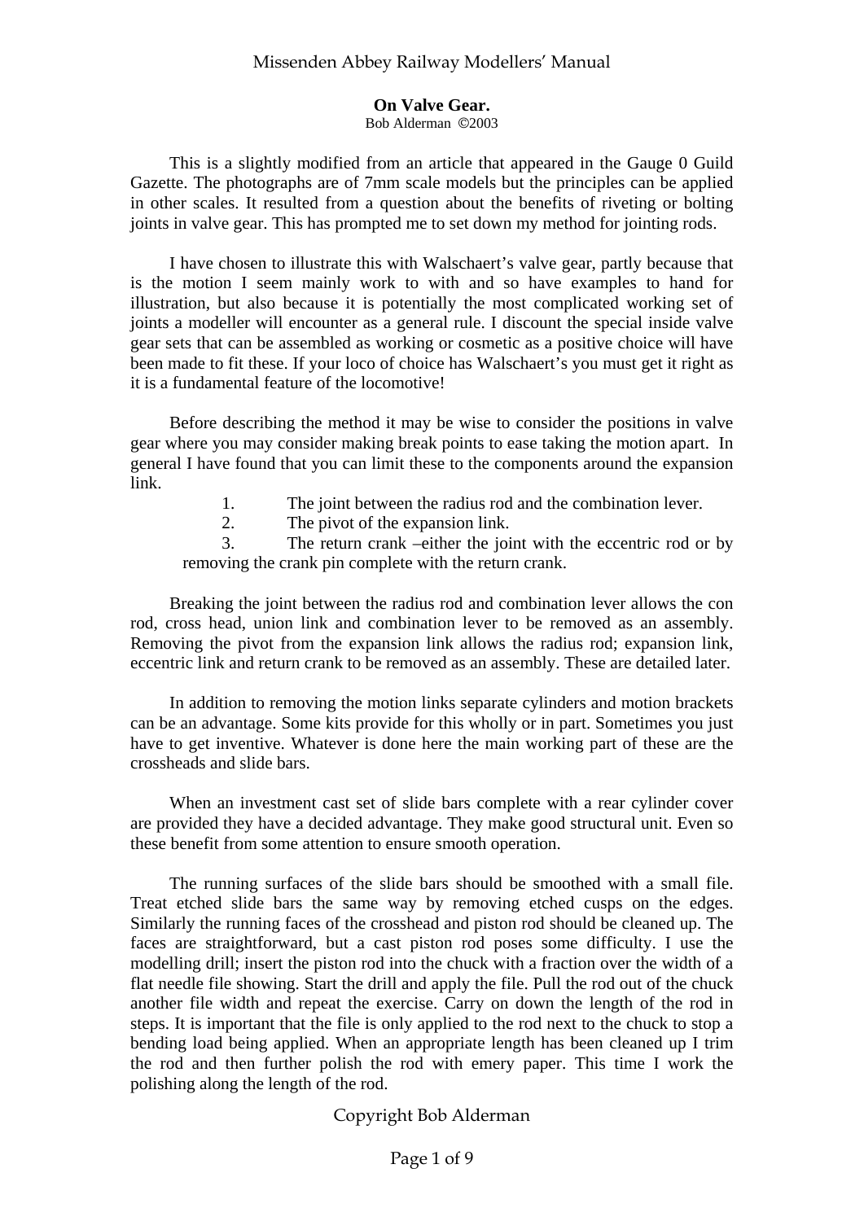**On Valve Gear.**

Bob Alderman ©2003

This is a slightly modified from an article that appeared in the Gauge 0 Guild Gazette. The photographs are of 7mm scale models but the principles can be applied in other scales. It resulted from a question about the benefits of riveting or bolting joints in valve gear. This has prompted me to set down my method for jointing rods.

I have chosen to illustrate this with Walschaert's valve gear, partly because that is the motion I seem mainly work to with and so have examples to hand for illustration, but also because it is potentially the most complicated working set of joints a modeller will encounter as a general rule. I discount the special inside valve gear sets that can be assembled as working or cosmetic as a positive choice will have been made to fit these. If your loco of choice has Walschaert's you must get it right as it is a fundamental feature of the locomotive!

Before describing the method it may be wise to consider the positions in valve gear where you may consider making break points to ease taking the motion apart. In general I have found that you can limit these to the components around the expansion link.

1. The joint between the radius rod and the combination lever.
2. The pivot of the expansion link.
3. The return crank –either the joint with the eccentric rod or by removing the crank pin complete with the return crank.

Breaking the joint between the radius rod and combination lever allows the con rod, cross head, union link and combination lever to be removed as an assembly. Removing the pivot from the expansion link allows the radius rod; expansion link, eccentric link and return crank to be removed as an assembly. These are detailed later.

In addition to removing the motion links separate cylinders and motion brackets can be an advantage. Some kits provide for this wholly or in part. Sometimes you just have to get inventive. Whatever is done here the main working part of these are the crossheads and slide bars.

When an investment cast set of slide bars complete with a rear cylinder cover are provided they have a decided advantage. They make good structural unit. Even so these benefit from some attention to ensure smooth operation.

The running surfaces of the slide bars should be smoothed with a small file. Treat etched slide bars the same way by removing etched cusps on the edges. Similarly the running faces of the crosshead and piston rod should be cleaned up. The faces are straightforward, but a cast piston rod poses some difficulty. I use the modelling drill; insert the piston rod into the chuck with a fraction over the width of a flat needle file showing. Start the drill and apply the file. Pull the rod out of the chuck another file width and repeat the exercise. Carry on down the length of the rod in steps. It is important that the file is only applied to the rod next to the chuck to stop a bending load being applied. When an appropriate length has been cleaned up I trim the rod and then further polish the rod with emery paper. This time I work the polishing along the length of the rod.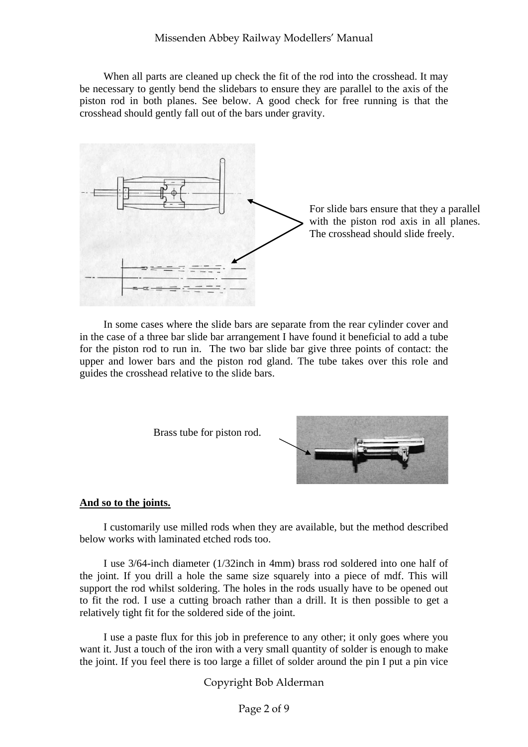When all parts are cleaned up check the fit of the rod into the crosshead. It may be necessary to gently bend the slidebars to ensure they are parallel to the axis of the piston rod in both planes. See below. A good check for free running is that the crosshead should gently fall out of the bars under gravity.

For slide bars ensure that they a parallel with the piston rod axis in all planes. The crosshead should slide freely.

In some cases where the slide bars are separate from the rear cylinder cover and in the case of a three bar slide bar arrangement I have found it beneficial to add a tube for the piston rod to run in. The two bar slide bar give three points of contact: the upper and lower bars and the piston rod gland. The tube takes over this role and guides the crosshead relative to the slide bars.

Brass tube for piston rod.

**And so to the joints.**

I customarily use milled rods when they are available, but the method described below works with laminated etched rods too.

I use 3/64-inch diameter (1/32inch in 4mm) brass rod soldered into one half of the joint. If you drill a hole the same size squarely into a piece of mdf. This will support the rod whilst soldering. The holes in the rods usually have to be opened out to fit the rod. I use a cutting broach rather than a drill. It is then possible to get a relatively tight fit for the soldered side of the joint.

I use a paste flux for this job in preference to any other; it only goes where you want it. Just a touch of the iron with a very small quantity of solder is enough to make the joint. If you feel there is too large a fillet of solder around the pin I put a pin vice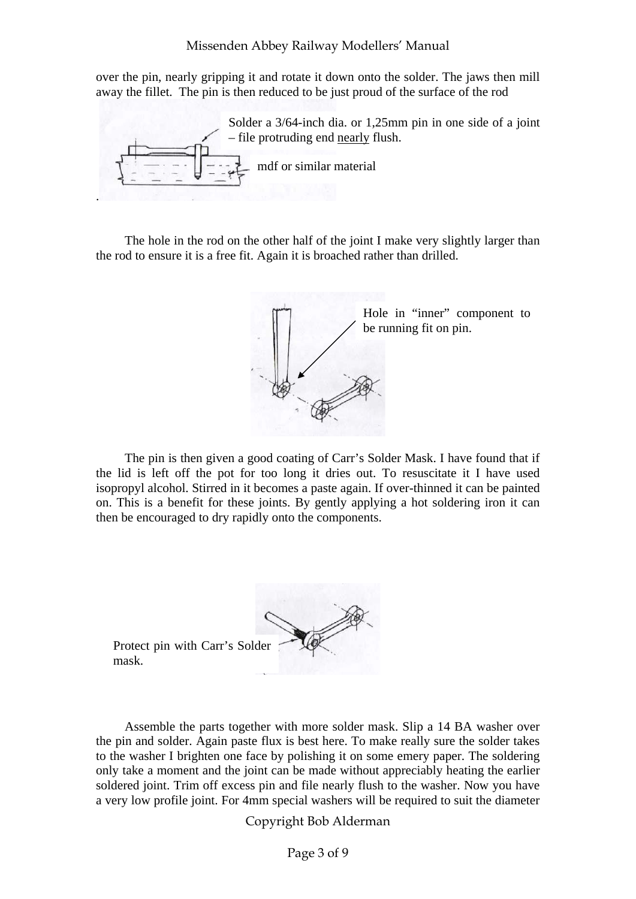over the pin, nearly gripping it and rotate it down onto the solder. The jaws then mill away the fillet. The pin is then reduced to be just proud of the surface of the rod

Solder a 3/64-inch dia. or 1,25mm pin in one side of a joint – file protruding end nearly flush.

mdf or similar material

.

The hole in the rod on the other half of the joint I make very slightly larger than the rod to ensure it is a free fit. Again it is broached rather than drilled.

Hole in "inner" component to be running fit on pin.

The pin is then given a good coating of Carr's Solder Mask. I have found that if the lid is left off the pot for too long it dries out. To resuscitate it I have used isopropyl alcohol. Stirred in it becomes a paste again. If over-thinned it can be painted on. This is a benefit for these joints. By gently applying a hot soldering iron it can then be encouraged to dry rapidly onto the components.

Protect pin with Carr's Solder mask.

Assemble the parts together with more solder mask. Slip a 14 BA washer over the pin and solder. Again paste flux is best here. To make really sure the solder takes to the washer I brighten one face by polishing it on some emery paper. The soldering only take a moment and the joint can be made without appreciably heating the earlier soldered joint. Trim off excess pin and file nearly flush to the washer. Now you have a very low profile joint. For 4mm special washers will be required to suit the diameter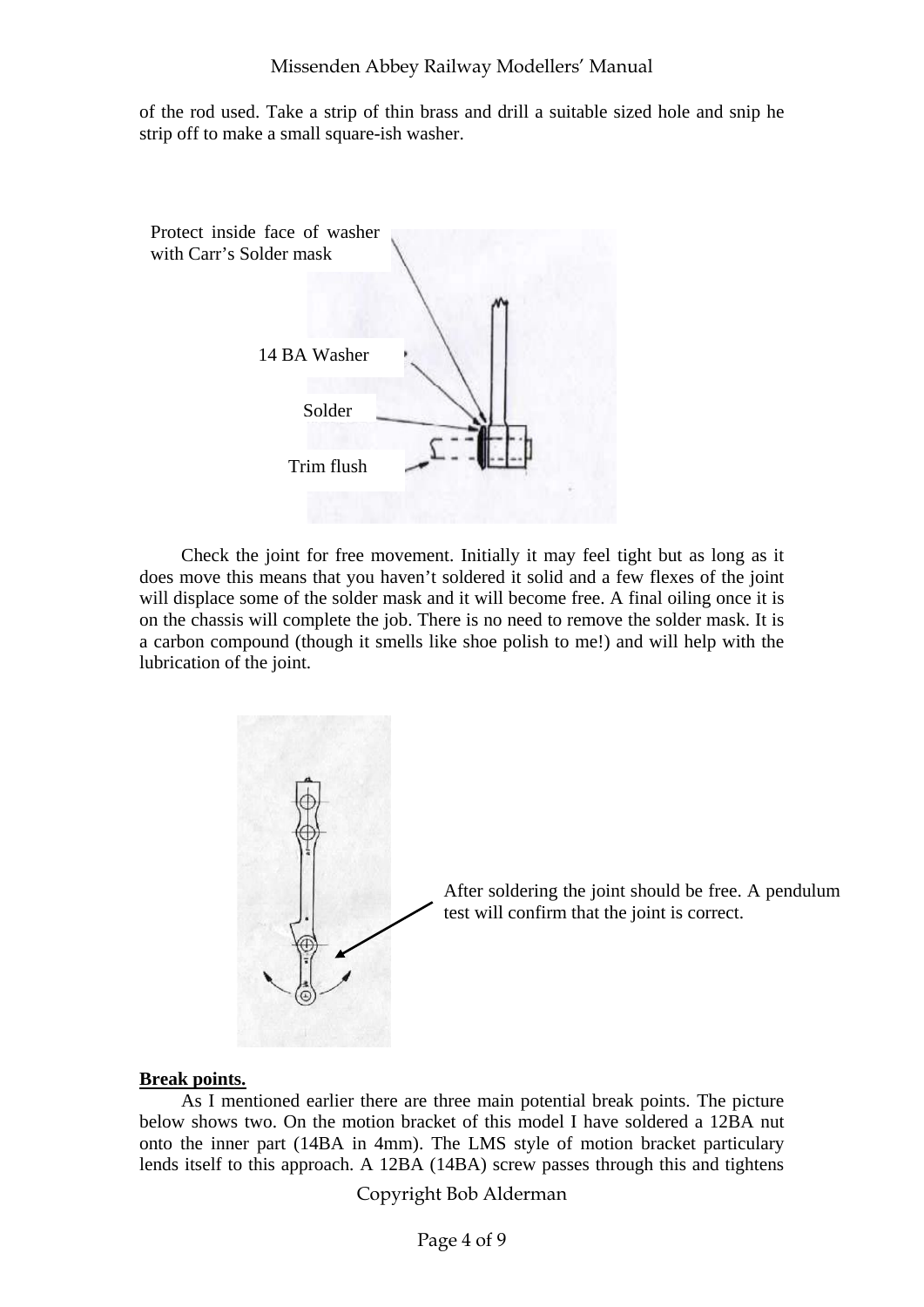of the rod used. Take a strip of thin brass and drill a suitable sized hole and snip he strip off to make a small square-ish washer.

Protect inside face of washer with Carr's Solder mask

14 BA Washer

Solder

Trim flush

Check the joint for free movement. Initially it may feel tight but as long as it does move this means that you haven't soldered it solid and a few flexes of the joint will displace some of the solder mask and it will become free. A final oiling once it is on the chassis will complete the job. There is no need to remove the solder mask. It is a carbon compound (though it smells like shoe polish to me!) and will help with the lubrication of the joint.

After soldering the joint should be free. A pendulum test will confirm that the joint is correct.

**Break points.**

As I mentioned earlier there are three main potential break points. The picture below shows two. On the motion bracket of this model I have soldered a 12BA nut onto the inner part (14BA in 4mm). The LMS style of motion bracket particulary lends itself to this approach. A 12BA (14BA) screw passes through this and tightens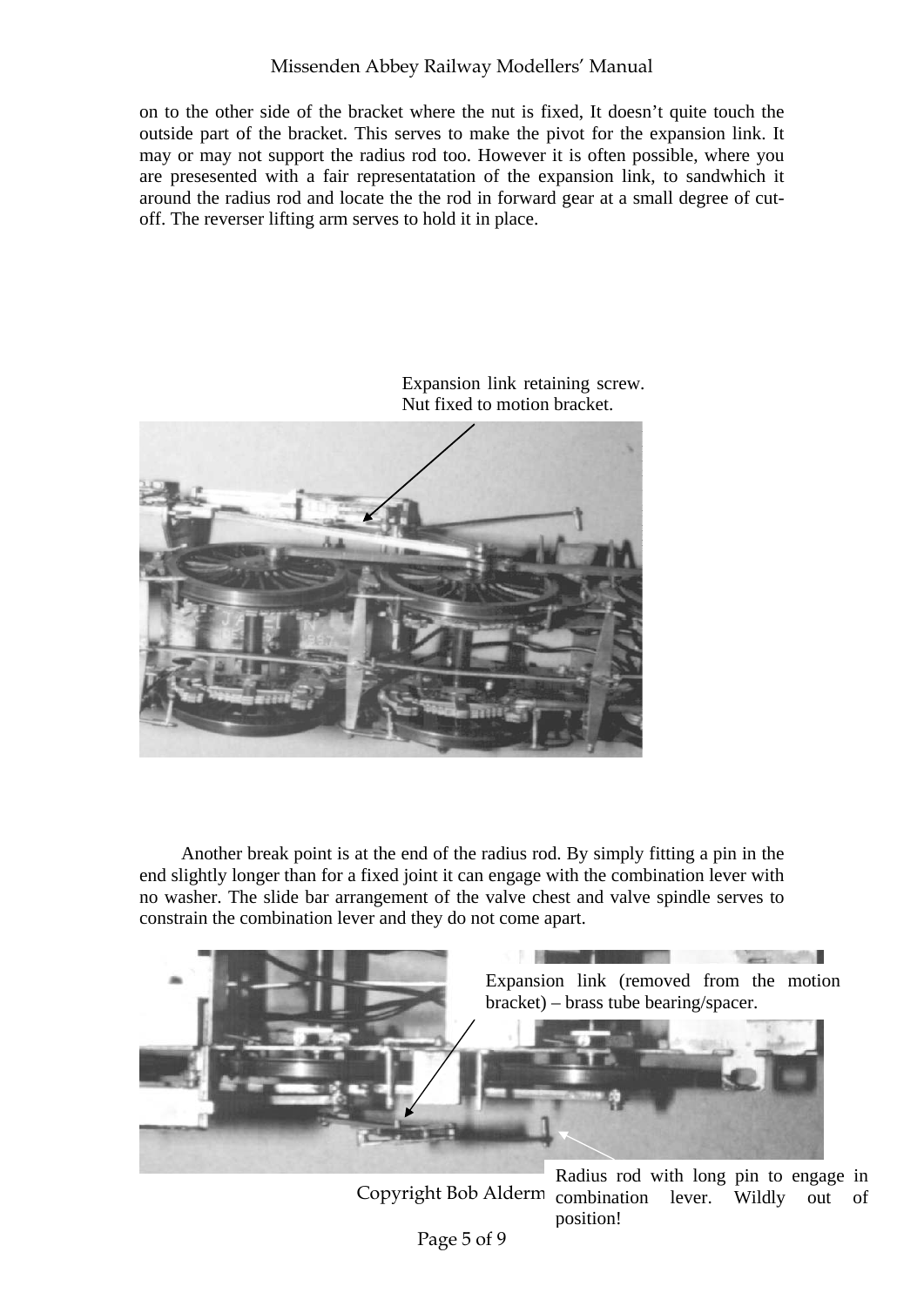on to the other side of the bracket where the nut is fixed, It doesn't quite touch the outside part of the bracket. This serves to make the pivot for the expansion link. It may or may not support the radius rod too. However it is often possible, where you are presesented with a fair representatation of the expansion link, to sandwhich it around the radius rod and locate the the rod in forward gear at a small degree of cut-off. The reverser lifting arm serves to hold it in place.

Expansion link retaining screw. Nut fixed to motion bracket.

Another break point is at the end of the radius rod. By simply fitting a pin in the end slightly longer than for a fixed joint it can engage with the combination lever with no washer. The slide bar arrangement of the valve chest and valve spindle serves to constrain the combination lever and they do not come apart.

Expansion link (removed from the motion bracket) – brass tube bearing/spacer.

Radius rod with long pin to engage in combination lever. Wildly out of position!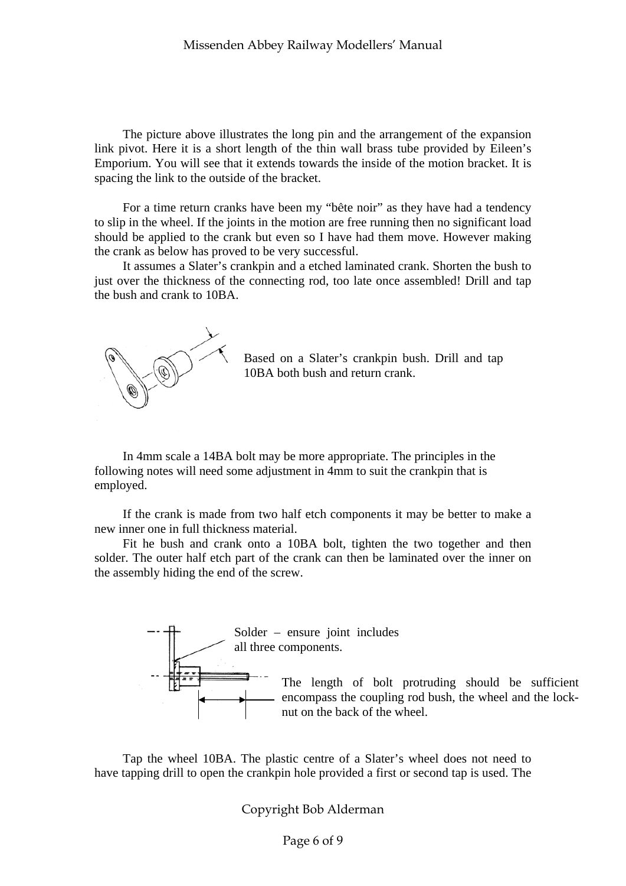The picture above illustrates the long pin and the arrangement of the expansion link pivot. Here it is a short length of the thin wall brass tube provided by Eileen's Emporium. You will see that it extends towards the inside of the motion bracket. It is spacing the link to the outside of the bracket.

For a time return cranks have been my "bête noir" as they have had a tendency to slip in the wheel. If the joints in the motion are free running then no significant load should be applied to the crank but even so I have had them move. However making the crank as below has proved to be very successful.

It assumes a Slater's crankpin and a etched laminated crank. Shorten the bush to just over the thickness of the connecting rod, too late once assembled! Drill and tap the bush and crank to 10BA.

Based on a Slater's crankpin bush. Drill and tap 10BA both bush and return crank.

In 4mm scale a 14BA bolt may be more appropriate. The principles in the following notes will need some adjustment in 4mm to suit the crankpin that is employed.

If the crank is made from two half etch components it may be better to make a new inner one in full thickness material.

Fit he bush and crank onto a 10BA bolt, tighten the two together and then solder. The outer half etch part of the crank can then be laminated over the inner on the assembly hiding the end of the screw.

Solder – ensure joint includes all three components.

The length of bolt protruding should be sufficient encompass the coupling rod bush, the wheel and the lock-nut on the back of the wheel.

Tap the wheel 10BA. The plastic centre of a Slater's wheel does not need to have tapping drill to open the crankpin hole provided a first or second tap is used. The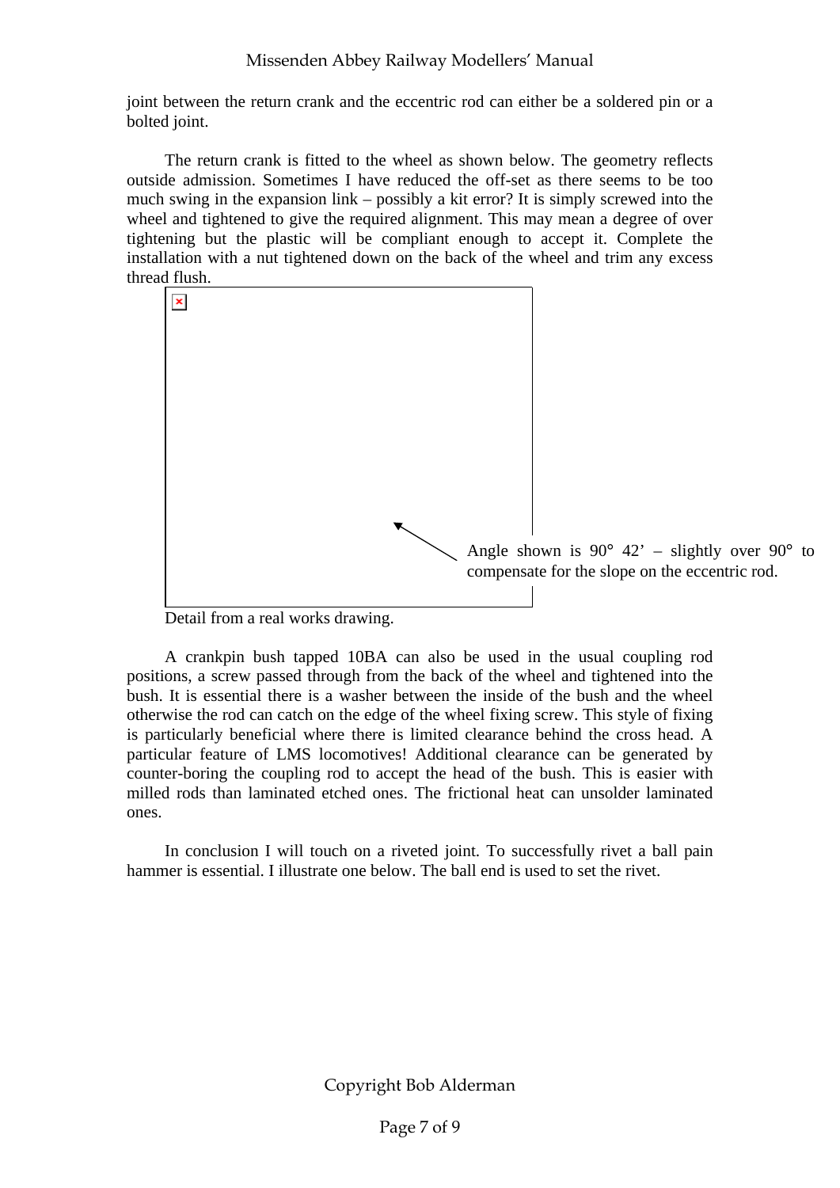joint between the return crank and the eccentric rod can either be a soldered pin or a bolted joint.

The return crank is fitted to the wheel as shown below. The geometry reflects outside admission. Sometimes I have reduced the off-set as there seems to be too much swing in the expansion link – possibly a kit error? It is simply screwed into the wheel and tightened to give the required alignment. This may mean a degree of over tightening but the plastic will be compliant enough to accept it. Complete the installation with a nut tightened down on the back of the wheel and trim any excess thread flush.

Angle shown is 90° 42' – slightly over 90° to compensate for the slope on the eccentric rod.

Detail from a real works drawing.

A crankpin bush tapped 10BA can also be used in the usual coupling rod positions, a screw passed through from the back of the wheel and tightened into the bush. It is essential there is a washer between the inside of the bush and the wheel otherwise the rod can catch on the edge of the wheel fixing screw. This style of fixing is particularly beneficial where there is limited clearance behind the cross head. A particular feature of LMS locomotives! Additional clearance can be generated by counter-boring the coupling rod to accept the head of the bush. This is easier with milled rods than laminated etched ones. The frictional heat can unsolder laminated ones.

In conclusion I will touch on a riveted joint. To successfully rivet a ball pain hammer is essential. I illustrate one below. The ball end is used to set the rivet.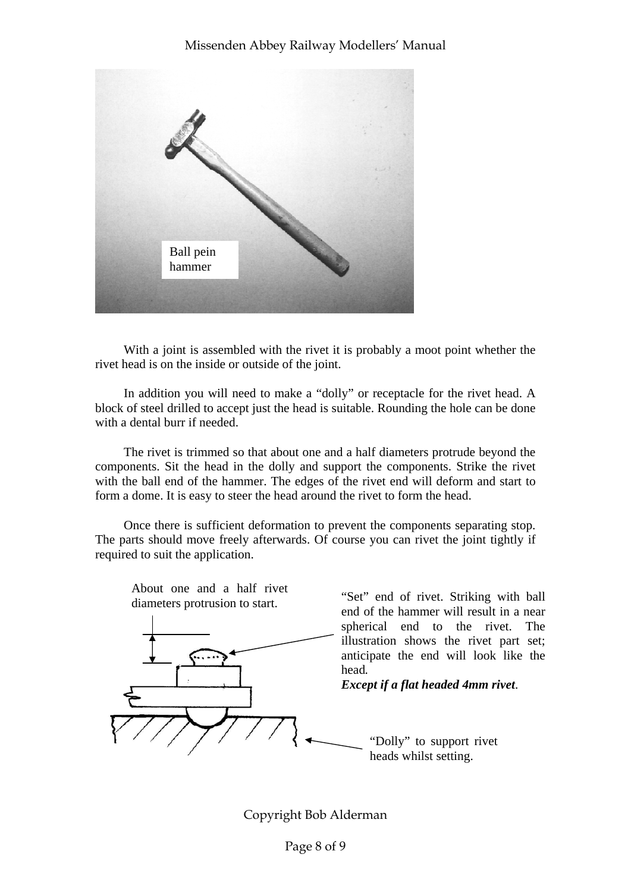Ball pein hammer

With a joint is assembled with the rivet it is probably a moot point whether the rivet head is on the inside or outside of the joint.

In addition you will need to make a "dolly" or receptacle for the rivet head. A block of steel drilled to accept just the head is suitable. Rounding the hole can be done with a dental burr if needed.

The rivet is trimmed so that about one and a half diameters protrude beyond the components. Sit the head in the dolly and support the components. Strike the rivet with the ball end of the hammer. The edges of the rivet end will deform and start to form a dome. It is easy to steer the head around the rivet to form the head.

Once there is sufficient deformation to prevent the components separating stop. The parts should move freely afterwards. Of course you can rivet the joint tightly if required to suit the application.

About one and a half rivet diameters protrusion to start.

"Set" end of rivet. Striking with ball end of the hammer will result in a near spherical end to the rivet. The illustration shows the rivet part set; anticipate the end will look like the head.
***Except if a flat headed 4mm rivet***.

"Dolly" to support rivet heads whilst setting.

Copyright Bob Alderman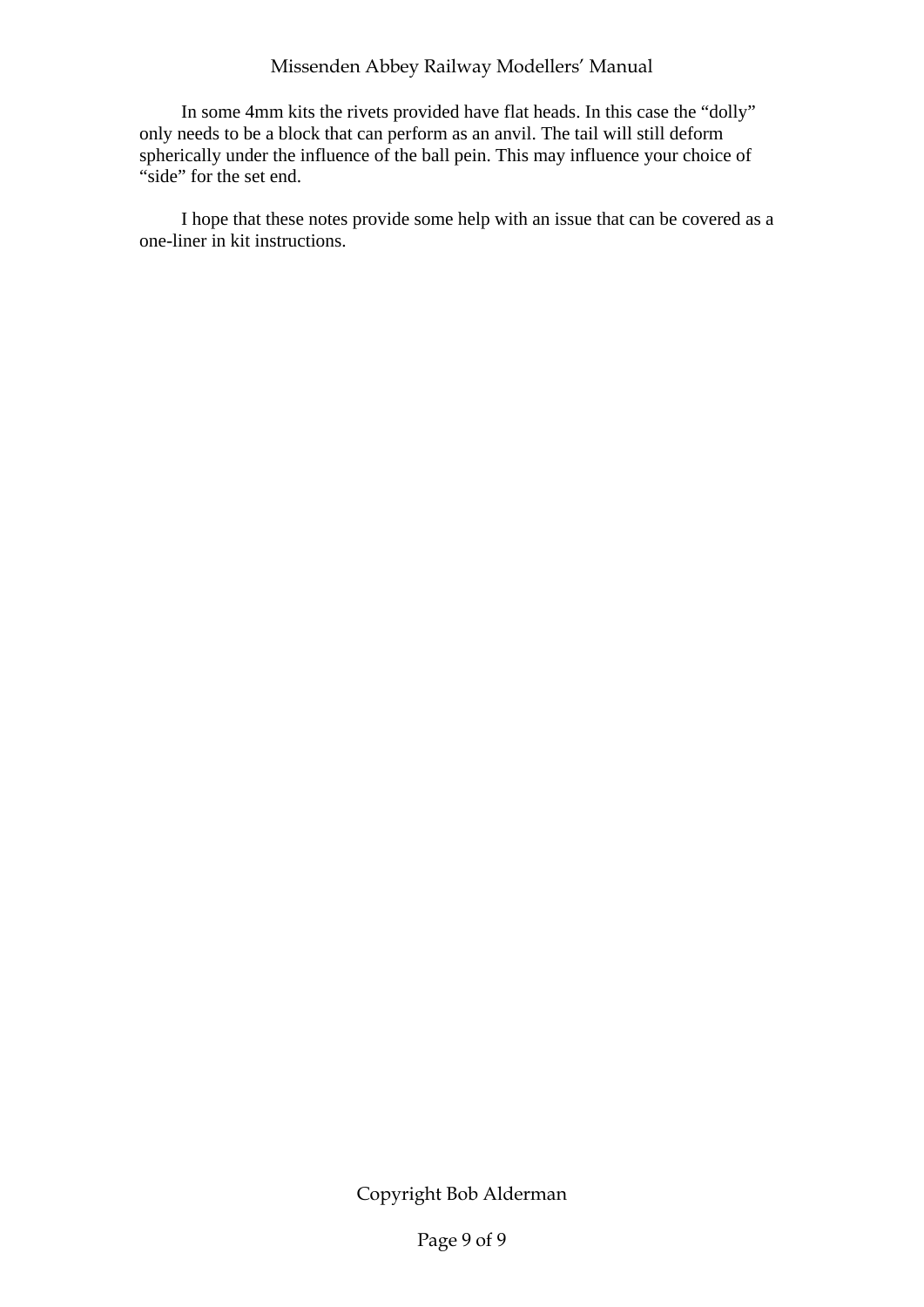In some 4mm kits the rivets provided have flat heads. In this case the “dolly” only needs to be a block that can perform as an anvil. The tail will still deform spherically under the influence of the ball pein. This may influence your choice of “side” for the set end.

I hope that these notes provide some help with an issue that can be covered as a one-liner in kit instructions.

Copyright Bob Alderman